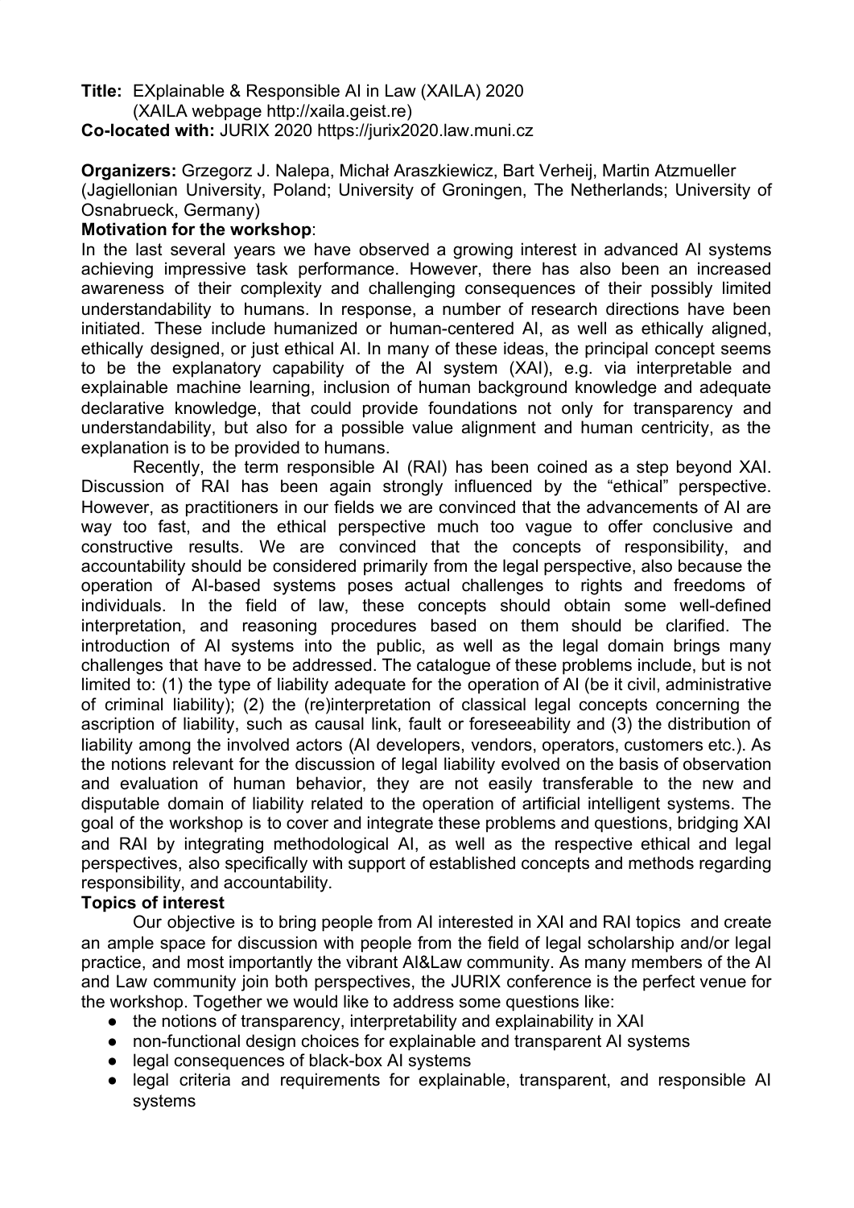**Title:** EXplainable & Responsible AI in Law (XAILA) 2020
(XAILA webpage http://xaila.geist.re)

**Co-located with:** JURIX 2020 https://jurix2020.law.muni.cz

**Organizers:** Grzegorz J. Nalepa, Michał Araszkiewicz, Bart Verheij, Martin Atzmueller (Jagiellonian University, Poland; University of Groningen, The Netherlands; University of Osnabrueck, Germany)

**Motivation for the workshop**:

In the last several years we have observed a growing interest in advanced AI systems achieving impressive task performance. However, there has also been an increased awareness of their complexity and challenging consequences of their possibly limited understandability to humans. In response, a number of research directions have been initiated. These include humanized or human-centered AI, as well as ethically aligned, ethically designed, or just ethical AI. In many of these ideas, the principal concept seems to be the explanatory capability of the AI system (XAI), e.g. via interpretable and explainable machine learning, inclusion of human background knowledge and adequate declarative knowledge, that could provide foundations not only for transparency and understandability, but also for a possible value alignment and human centricity, as the explanation is to be provided to humans.

Recently, the term responsible AI (RAI) has been coined as a step beyond XAI. Discussion of RAI has been again strongly influenced by the "ethical" perspective. However, as practitioners in our fields we are convinced that the advancements of AI are way too fast, and the ethical perspective much too vague to offer conclusive and constructive results. We are convinced that the concepts of responsibility, and accountability should be considered primarily from the legal perspective, also because the operation of AI-based systems poses actual challenges to rights and freedoms of individuals. In the field of law, these concepts should obtain some well-defined interpretation, and reasoning procedures based on them should be clarified. The introduction of AI systems into the public, as well as the legal domain brings many challenges that have to be addressed. The catalogue of these problems include, but is not limited to: (1) the type of liability adequate for the operation of AI (be it civil, administrative of criminal liability); (2) the (re)interpretation of classical legal concepts concerning the ascription of liability, such as causal link, fault or foreseeability and (3) the distribution of liability among the involved actors (AI developers, vendors, operators, customers etc.). As the notions relevant for the discussion of legal liability evolved on the basis of observation and evaluation of human behavior, they are not easily transferable to the new and disputable domain of liability related to the operation of artificial intelligent systems. The goal of the workshop is to cover and integrate these problems and questions, bridging XAI and RAI by integrating methodological AI, as well as the respective ethical and legal perspectives, also specifically with support of established concepts and methods regarding responsibility, and accountability.

**Topics of interest**

Our objective is to bring people from AI interested in XAI and RAI topics and create an ample space for discussion with people from the field of legal scholarship and/or legal practice, and most importantly the vibrant AI&Law community. As many members of the AI and Law community join both perspectives, the JURIX conference is the perfect venue for the workshop. Together we would like to address some questions like:

- the notions of transparency, interpretability and explainability in XAI
- non-functional design choices for explainable and transparent AI systems
- legal consequences of black-box AI systems
- legal criteria and requirements for explainable, transparent, and responsible AI systems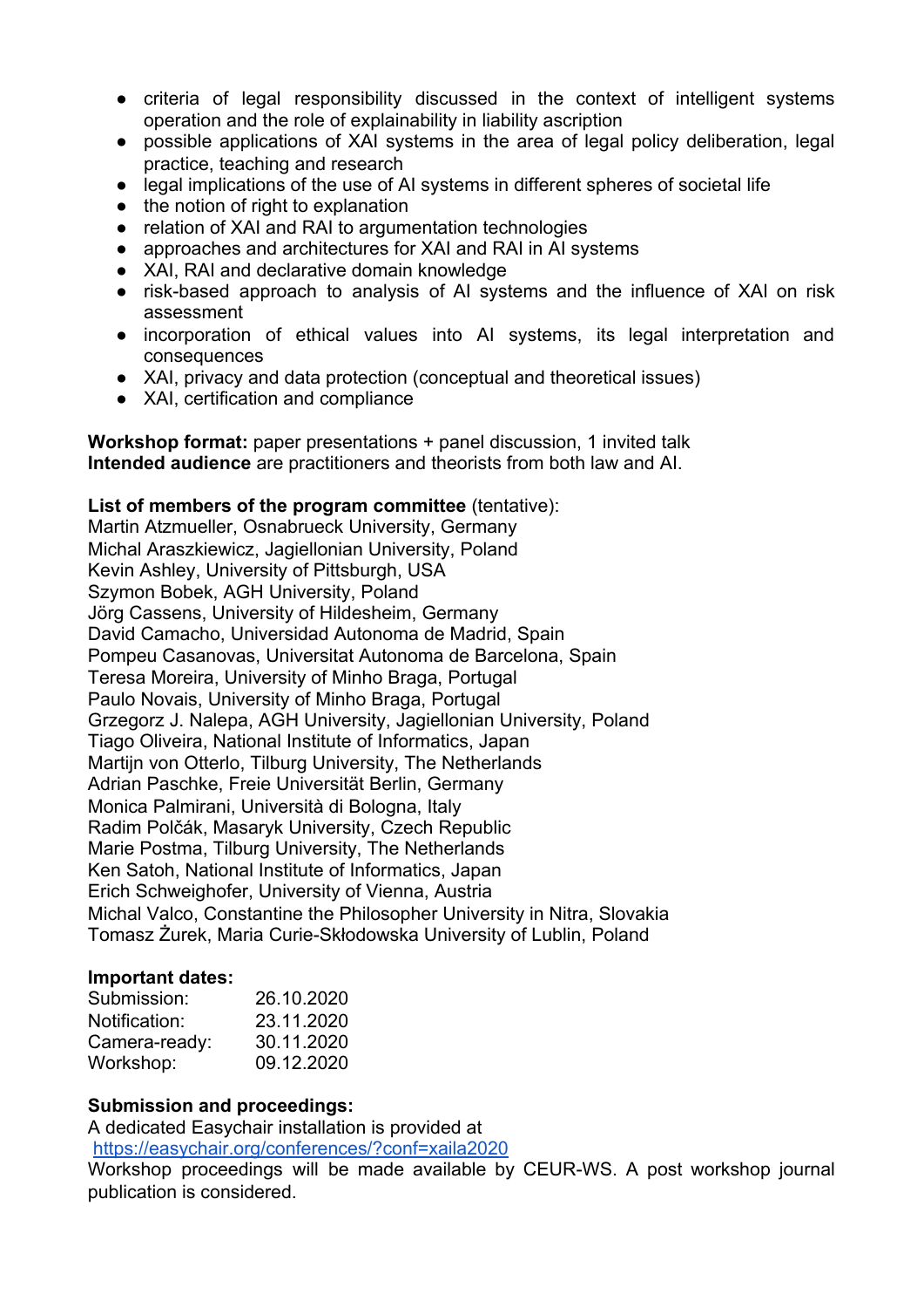- criteria of legal responsibility discussed in the context of intelligent systems operation and the role of explainability in liability ascription
- possible applications of XAI systems in the area of legal policy deliberation, legal practice, teaching and research
- legal implications of the use of AI systems in different spheres of societal life
- the notion of right to explanation
- relation of XAI and RAI to argumentation technologies
- approaches and architectures for XAI and RAI in AI systems
- XAI, RAI and declarative domain knowledge
- risk-based approach to analysis of AI systems and the influence of XAI on risk assessment
- incorporation of ethical values into AI systems, its legal interpretation and consequences
- XAI, privacy and data protection (conceptual and theoretical issues)
- XAI, certification and compliance

**Workshop format:** paper presentations + panel discussion, 1 invited talk
**Intended audience** are practitioners and theorists from both law and AI.

**List of members of the program committee** (tentative):
Martin Atzmueller, Osnabrueck University, Germany
Michal Araszkiewicz, Jagiellonian University, Poland
Kevin Ashley, University of Pittsburgh, USA
Szymon Bobek, AGH University, Poland
Jörg Cassens, University of Hildesheim, Germany
David Camacho, Universidad Autonoma de Madrid, Spain
Pompeu Casanovas, Universitat Autonoma de Barcelona, Spain
Teresa Moreira, University of Minho Braga, Portugal
Paulo Novais, University of Minho Braga, Portugal
Grzegorz J. Nalepa, AGH University, Jagiellonian University, Poland
Tiago Oliveira, National Institute of Informatics, Japan
Martijn von Otterlo, Tilburg University, The Netherlands
Adrian Paschke, Freie Universität Berlin, Germany
Monica Palmirani, Università di Bologna, Italy
Radim Polčák, Masaryk University, Czech Republic
Marie Postma, Tilburg University, The Netherlands
Ken Satoh, National Institute of Informatics, Japan
Erich Schweighofer, University of Vienna, Austria
Michal Valco, Constantine the Philosopher University in Nitra, Slovakia
Tomasz Żurek, Maria Curie-Skłodowska University of Lublin, Poland

**Important dates:**

| | |
|---|---|
| Submission: | 26.10.2020 |
| Notification: | 23.11.2020 |
| Camera-ready: | 30.11.2020 |
| Workshop: | 09.12.2020 |

**Submission and proceedings:**
A dedicated Easychair installation is provided at
https://easychair.org/conferences/?conf=xaila2020
Workshop proceedings will be made available by CEUR-WS. A post workshop journal publication is considered.